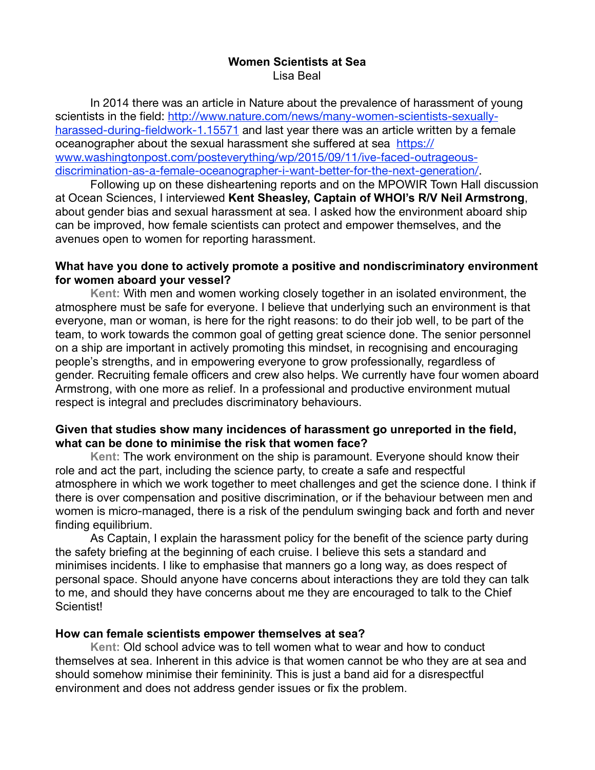# Women Scientists at Sea

Lisa Beal

In 2014 there was an article in Nature about the prevalence of harassment of young scientists in the field: [http://www.nature.com/news/many-women-scientists-sexually-harassed-during-fieldwork-1.15571](http://www.nature.com/news/many-women-scientists-sexually-harassed-during-fieldwork-1.15571) and last year there was an article written by a female oceanographer about the sexual harassment she suffered at sea [https://www.washingtonpost.com/posteverything/wp/2015/09/11/ive-faced-outrageous-discrimination-as-a-female-oceanographer-i-want-better-for-the-next-generation/](https://www.washingtonpost.com/posteverything/wp/2015/09/11/ive-faced-outrageous-discrimination-as-a-female-oceanographer-i-want-better-for-the-next-generation/).

Following up on these disheartening reports and on the MPOWIR Town Hall discussion at Ocean Sciences, I interviewed **Kent Sheasley, Captain of WHOI's R/V Neil Armstrong**, about gender bias and sexual harassment at sea. I asked how the environment aboard ship can be improved, how female scientists can protect and empower themselves, and the avenues open to women for reporting harassment.

### What have you done to actively promote a positive and nondiscriminatory environment for women aboard your vessel?

**Kent:** With men and women working closely together in an isolated environment, the atmosphere must be safe for everyone. I believe that underlying such an environment is that everyone, man or woman, is here for the right reasons: to do their job well, to be part of the team, to work towards the common goal of getting great science done. The senior personnel on a ship are important in actively promoting this mindset, in recognising and encouraging people's strengths, and in empowering everyone to grow professionally, regardless of gender. Recruiting female officers and crew also helps. We currently have four women aboard Armstrong, with one more as relief. In a professional and productive environment mutual respect is integral and precludes discriminatory behaviours.

### Given that studies show many incidences of harassment go unreported in the field, what can be done to minimise the risk that women face?

**Kent:** The work environment on the ship is paramount. Everyone should know their role and act the part, including the science party, to create a safe and respectful atmosphere in which we work together to meet challenges and get the science done. I think if there is over compensation and positive discrimination, or if the behaviour between men and women is micro-managed, there is a risk of the pendulum swinging back and forth and never finding equilibrium.

As Captain, I explain the harassment policy for the benefit of the science party during the safety briefing at the beginning of each cruise. I believe this sets a standard and minimises incidents. I like to emphasise that manners go a long way, as does respect of personal space. Should anyone have concerns about interactions they are told they can talk to me, and should they have concerns about me they are encouraged to talk to the Chief Scientist!

### How can female scientists empower themselves at sea?

**Kent:** Old school advice was to tell women what to wear and how to conduct themselves at sea. Inherent in this advice is that women cannot be who they are at sea and should somehow minimise their femininity. This is just a band aid for a disrespectful environment and does not address gender issues or fix the problem.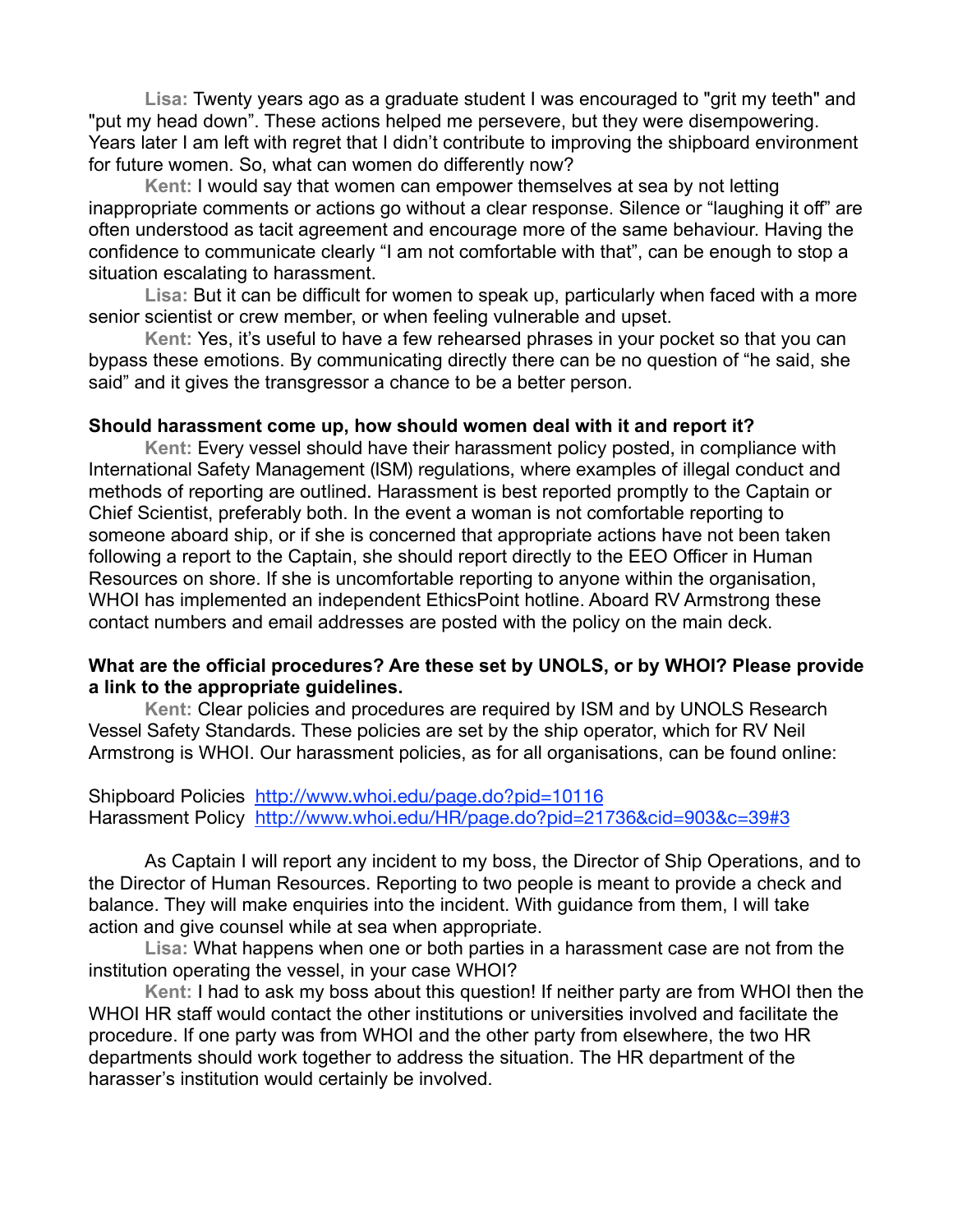**Lisa:** Twenty years ago as a graduate student I was encouraged to "grit my teeth" and "put my head down". These actions helped me persevere, but they were disempowering. Years later I am left with regret that I didn't contribute to improving the shipboard environment for future women. So, what can women do differently now?

**Kent:** I would say that women can empower themselves at sea by not letting inappropriate comments or actions go without a clear response. Silence or "laughing it off" are often understood as tacit agreement and encourage more of the same behaviour. Having the confidence to communicate clearly "I am not comfortable with that", can be enough to stop a situation escalating to harassment.

**Lisa:** But it can be difficult for women to speak up, particularly when faced with a more senior scientist or crew member, or when feeling vulnerable and upset.

**Kent:** Yes, it's useful to have a few rehearsed phrases in your pocket so that you can bypass these emotions. By communicating directly there can be no question of "he said, she said" and it gives the transgressor a chance to be a better person.

**Should harassment come up, how should women deal with it and report it?**

**Kent:** Every vessel should have their harassment policy posted, in compliance with International Safety Management (ISM) regulations, where examples of illegal conduct and methods of reporting are outlined. Harassment is best reported promptly to the Captain or Chief Scientist, preferably both. In the event a woman is not comfortable reporting to someone aboard ship, or if she is concerned that appropriate actions have not been taken following a report to the Captain, she should report directly to the EEO Officer in Human Resources on shore. If she is uncomfortable reporting to anyone within the organisation, WHOI has implemented an independent EthicsPoint hotline. Aboard RV Armstrong these contact numbers and email addresses are posted with the policy on the main deck.

**What are the official procedures? Are these set by UNOLS, or by WHOI? Please provide a link to the appropriate guidelines.**

**Kent:** Clear policies and procedures are required by ISM and by UNOLS Research Vessel Safety Standards. These policies are set by the ship operator, which for RV Neil Armstrong is WHOI. Our harassment policies, as for all organisations, can be found online:

Shipboard Policies http://www.whoi.edu/page.do?pid=10116
Harassment Policy http://www.whoi.edu/HR/page.do?pid=21736&cid=903&c=39#3

As Captain I will report any incident to my boss, the Director of Ship Operations, and to the Director of Human Resources. Reporting to two people is meant to provide a check and balance. They will make enquiries into the incident. With guidance from them, I will take action and give counsel while at sea when appropriate.

**Lisa:** What happens when one or both parties in a harassment case are not from the institution operating the vessel, in your case WHOI?

**Kent:** I had to ask my boss about this question! If neither party are from WHOI then the WHOI HR staff would contact the other institutions or universities involved and facilitate the procedure. If one party was from WHOI and the other party from elsewhere, the two HR departments should work together to address the situation. The HR department of the harasser's institution would certainly be involved.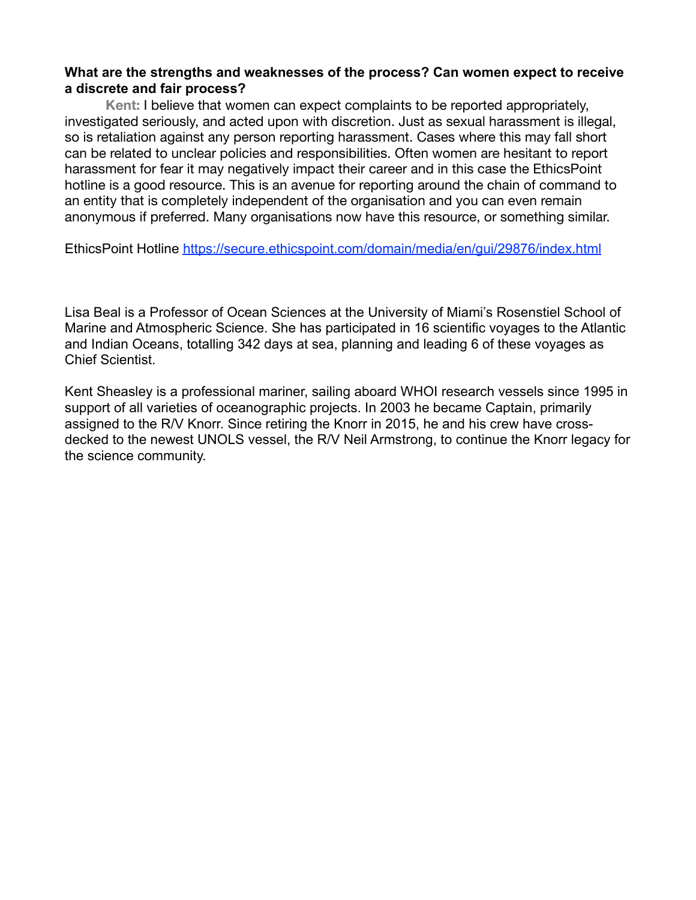**What are the strengths and weaknesses of the process? Can women expect to receive a discrete and fair process?**

**Kent:** I believe that women can expect complaints to be reported appropriately, investigated seriously, and acted upon with discretion. Just as sexual harassment is illegal, so is retaliation against any person reporting harassment. Cases where this may fall short can be related to unclear policies and responsibilities. Often women are hesitant to report harassment for fear it may negatively impact their career and in this case the EthicsPoint hotline is a good resource. This is an avenue for reporting around the chain of command to an entity that is completely independent of the organisation and you can even remain anonymous if preferred. Many organisations now have this resource, or something similar.

EthicsPoint Hotline https://secure.ethicspoint.com/domain/media/en/gui/29876/index.html

Lisa Beal is a Professor of Ocean Sciences at the University of Miami's Rosenstiel School of Marine and Atmospheric Science. She has participated in 16 scientific voyages to the Atlantic and Indian Oceans, totalling 342 days at sea, planning and leading 6 of these voyages as Chief Scientist.

Kent Sheasley is a professional mariner, sailing aboard WHOI research vessels since 1995 in support of all varieties of oceanographic projects. In 2003 he became Captain, primarily assigned to the R/V Knorr. Since retiring the Knorr in 2015, he and his crew have cross-decked to the newest UNOLS vessel, the R/V Neil Armstrong, to continue the Knorr legacy for the science community.